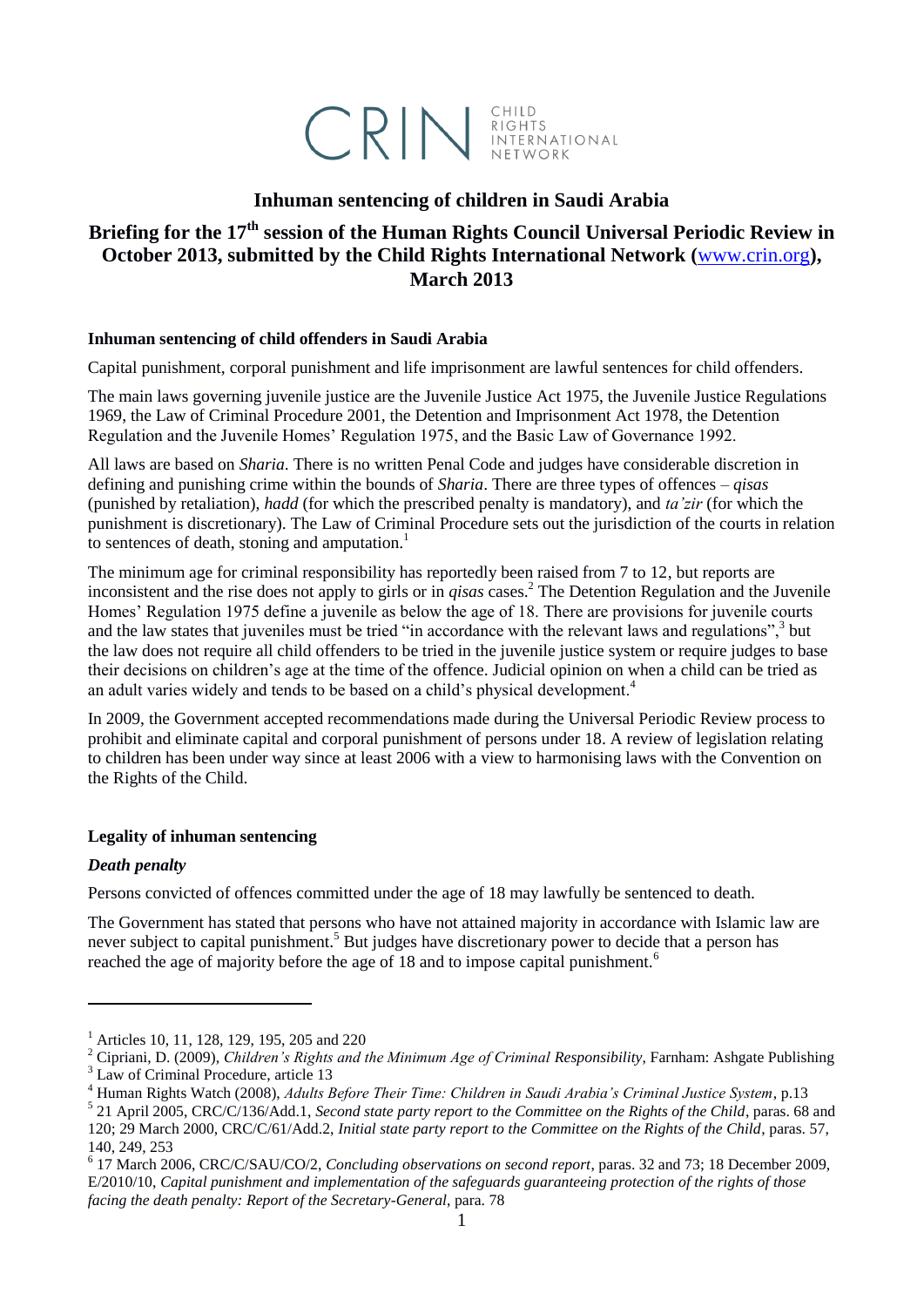CRIN CHILD RIGHTS INTERNATIONAL NETWORK

# Inhuman sentencing of children in Saudi Arabia

## Briefing for the 17th session of the Human Rights Council Universal Periodic Review in October 2013, submitted by the Child Rights International Network (www.crin.org), March 2013

**Inhuman sentencing of child offenders in Saudi Arabia**

Capital punishment, corporal punishment and life imprisonment are lawful sentences for child offenders.

The main laws governing juvenile justice are the Juvenile Justice Act 1975, the Juvenile Justice Regulations 1969, the Law of Criminal Procedure 2001, the Detention and Imprisonment Act 1978, the Detention Regulation and the Juvenile Homes' Regulation 1975, and the Basic Law of Governance 1992.

All laws are based on *Sharia*. There is no written Penal Code and judges have considerable discretion in defining and punishing crime within the bounds of *Sharia*. There are three types of offences – *qisas* (punished by retaliation), *hadd* (for which the prescribed penalty is mandatory), and *ta'zir* (for which the punishment is discretionary). The Law of Criminal Procedure sets out the jurisdiction of the courts in relation to sentences of death, stoning and amputation.[1]

The minimum age for criminal responsibility has reportedly been raised from 7 to 12, but reports are inconsistent and the rise does not apply to girls or in *qisas* cases.[2] The Detention Regulation and the Juvenile Homes' Regulation 1975 define a juvenile as below the age of 18. There are provisions for juvenile courts and the law states that juveniles must be tried "in accordance with the relevant laws and regulations",[3] but the law does not require all child offenders to be tried in the juvenile justice system or require judges to base their decisions on children's age at the time of the offence. Judicial opinion on when a child can be tried as an adult varies widely and tends to be based on a child's physical development.[4]

In 2009, the Government accepted recommendations made during the Universal Periodic Review process to prohibit and eliminate capital and corporal punishment of persons under 18. A review of legislation relating to children has been under way since at least 2006 with a view to harmonising laws with the Convention on the Rights of the Child.

**Legality of inhuman sentencing**

***Death penalty***

Persons convicted of offences committed under the age of 18 may lawfully be sentenced to death.

The Government has stated that persons who have not attained majority in accordance with Islamic law are never subject to capital punishment.[5] But judges have discretionary power to decide that a person has reached the age of majority before the age of 18 and to impose capital punishment.[6]

---

[1] Articles 10, 11, 128, 129, 195, 205 and 220

[2] Cipriani, D. (2009), *Children's Rights and the Minimum Age of Criminal Responsibility*, Farnham: Ashgate Publishing

[3] Law of Criminal Procedure, article 13

[4] Human Rights Watch (2008), *Adults Before Their Time: Children in Saudi Arabia's Criminal Justice System*, p.13

[5] 21 April 2005, CRC/C/136/Add.1, *Second state party report to the Committee on the Rights of the Child*, paras. 68 and 120; 29 March 2000, CRC/C/61/Add.2, *Initial state party report to the Committee on the Rights of the Child*, paras. 57, 140, 249, 253

[6] 17 March 2006, CRC/C/SAU/CO/2, *Concluding observations on second report*, paras. 32 and 73; 18 December 2009, E/2010/10, *Capital punishment and implementation of the safeguards guaranteeing protection of the rights of those facing the death penalty: Report of the Secretary-General*, para. 78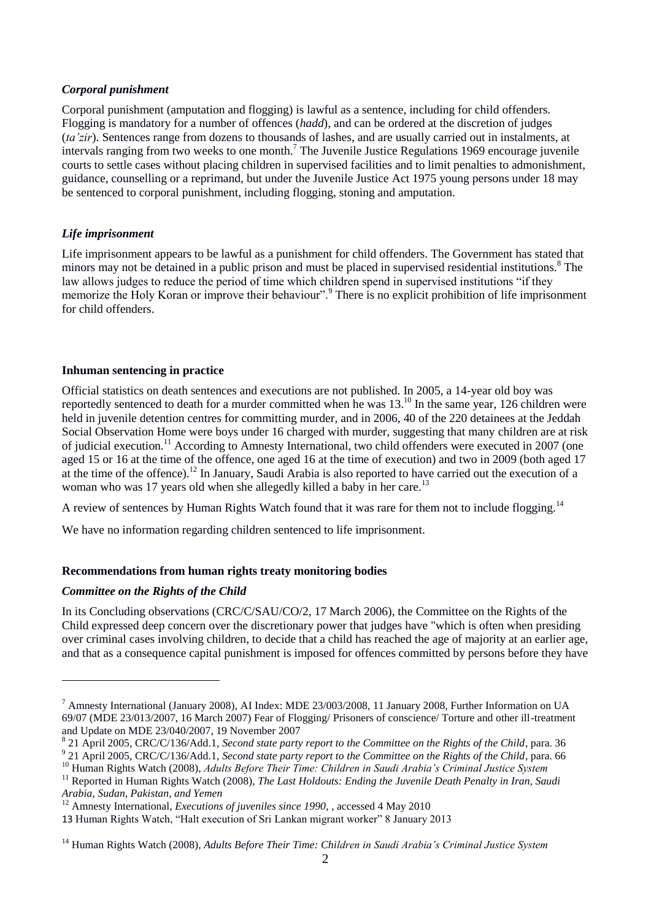### *Corporal punishment*

Corporal punishment (amputation and flogging) is lawful as a sentence, including for child offenders. Flogging is mandatory for a number of offences (*hadd*), and can be ordered at the discretion of judges (*ta'zir*). Sentences range from dozens to thousands of lashes, and are usually carried out in instalments, at intervals ranging from two weeks to one month.[7] The Juvenile Justice Regulations 1969 encourage juvenile courts to settle cases without placing children in supervised facilities and to limit penalties to admonishment, guidance, counselling or a reprimand, but under the Juvenile Justice Act 1975 young persons under 18 may be sentenced to corporal punishment, including flogging, stoning and amputation.

### *Life imprisonment*

Life imprisonment appears to be lawful as a punishment for child offenders. The Government has stated that minors may not be detained in a public prison and must be placed in supervised residential institutions.[8] The law allows judges to reduce the period of time which children spend in supervised institutions "if they memorize the Holy Koran or improve their behaviour".[9] There is no explicit prohibition of life imprisonment for child offenders.

## **Inhuman sentencing in practice**

Official statistics on death sentences and executions are not published. In 2005, a 14-year old boy was reportedly sentenced to death for a murder committed when he was 13.[10] In the same year, 126 children were held in juvenile detention centres for committing murder, and in 2006, 40 of the 220 detainees at the Jeddah Social Observation Home were boys under 16 charged with murder, suggesting that many children are at risk of judicial execution.[11] According to Amnesty International, two child offenders were executed in 2007 (one aged 15 or 16 at the time of the offence, one aged 16 at the time of execution) and two in 2009 (both aged 17 at the time of the offence).[12] In January, Saudi Arabia is also reported to have carried out the execution of a woman who was 17 years old when she allegedly killed a baby in her care.[13]

A review of sentences by Human Rights Watch found that it was rare for them not to include flogging.[14]

We have no information regarding children sentenced to life imprisonment.

## **Recommendations from human rights treaty monitoring bodies**

### *Committee on the Rights of the Child*

In its Concluding observations (CRC/C/SAU/CO/2, 17 March 2006), the Committee on the Rights of the Child expressed deep concern over the discretionary power that judges have "which is often when presiding over criminal cases involving children, to decide that a child has reached the age of majority at an earlier age, and that as a consequence capital punishment is imposed for offences committed by persons before they have

---

[7] Amnesty International (January 2008), AI Index: MDE 23/003/2008, 11 January 2008, Further Information on UA 69/07 (MDE 23/013/2007, 16 March 2007) Fear of Flogging/ Prisoners of conscience/ Torture and other ill-treatment and Update on MDE 23/040/2007, 19 November 2007

[8] 21 April 2005, CRC/C/136/Add.1, *Second state party report to the Committee on the Rights of the Child*, para. 36

[9] 21 April 2005, CRC/C/136/Add.1, *Second state party report to the Committee on the Rights of the Child*, para. 66

[10] Human Rights Watch (2008), *Adults Before Their Time: Children in Saudi Arabia's Criminal Justice System*

[11] Reported in Human Rights Watch (2008), *The Last Holdouts: Ending the Juvenile Death Penalty in Iran, Saudi Arabia, Sudan, Pakistan, and Yemen*

[12] Amnesty International, *Executions of juveniles since 1990*, , accessed 4 May 2010

[13] Human Rights Watch, "Halt execution of Sri Lankan migrant worker" 8 January 2013

[14] Human Rights Watch (2008), *Adults Before Their Time: Children in Saudi Arabia's Criminal Justice System*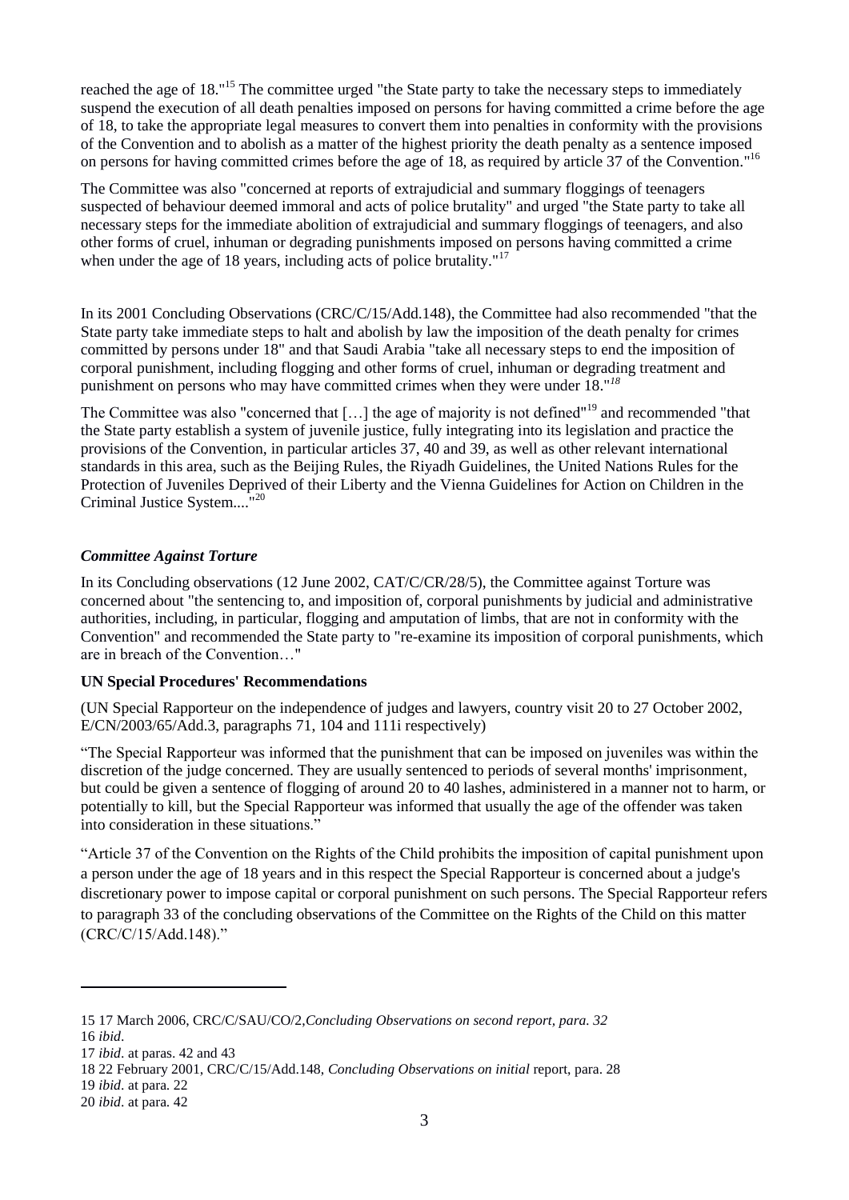reached the age of 18."[15] The committee urged "the State party to take the necessary steps to immediately suspend the execution of all death penalties imposed on persons for having committed a crime before the age of 18, to take the appropriate legal measures to convert them into penalties in conformity with the provisions of the Convention and to abolish as a matter of the highest priority the death penalty as a sentence imposed on persons for having committed crimes before the age of 18, as required by article 37 of the Convention."[16]

The Committee was also "concerned at reports of extrajudicial and summary floggings of teenagers suspected of behaviour deemed immoral and acts of police brutality" and urged "the State party to take all necessary steps for the immediate abolition of extrajudicial and summary floggings of teenagers, and also other forms of cruel, inhuman or degrading punishments imposed on persons having committed a crime when under the age of 18 years, including acts of police brutality."[17]

In its 2001 Concluding Observations (CRC/C/15/Add.148), the Committee had also recommended "that the State party take immediate steps to halt and abolish by law the imposition of the death penalty for crimes committed by persons under 18" and that Saudi Arabia "take all necessary steps to end the imposition of corporal punishment, including flogging and other forms of cruel, inhuman or degrading treatment and punishment on persons who may have committed crimes when they were under 18."[18]

The Committee was also "concerned that […] the age of majority is not defined"[19] and recommended "that the State party establish a system of juvenile justice, fully integrating into its legislation and practice the provisions of the Convention, in particular articles 37, 40 and 39, as well as other relevant international standards in this area, such as the Beijing Rules, the Riyadh Guidelines, the United Nations Rules for the Protection of Juveniles Deprived of their Liberty and the Vienna Guidelines for Action on Children in the Criminal Justice System...."[20]

### *Committee Against Torture*

In its Concluding observations (12 June 2002, CAT/C/CR/28/5), the Committee against Torture was concerned about "the sentencing to, and imposition of, corporal punishments by judicial and administrative authorities, including, in particular, flogging and amputation of limbs, that are not in conformity with the Convention" and recommended the State party to "re-examine its imposition of corporal punishments, which are in breach of the Convention…"

### **UN Special Procedures' Recommendations**

(UN Special Rapporteur on the independence of judges and lawyers, country visit 20 to 27 October 2002, E/CN/2003/65/Add.3, paragraphs 71, 104 and 111i respectively)

"The Special Rapporteur was informed that the punishment that can be imposed on juveniles was within the discretion of the judge concerned. They are usually sentenced to periods of several months' imprisonment, but could be given a sentence of flogging of around 20 to 40 lashes, administered in a manner not to harm, or potentially to kill, but the Special Rapporteur was informed that usually the age of the offender was taken into consideration in these situations."

"Article 37 of the Convention on the Rights of the Child prohibits the imposition of capital punishment upon a person under the age of 18 years and in this respect the Special Rapporteur is concerned about a judge's discretionary power to impose capital or corporal punishment on such persons. The Special Rapporteur refers to paragraph 33 of the concluding observations of the Committee on the Rights of the Child on this matter (CRC/C/15/Add.148)."

---

15 17 March 2006, CRC/C/SAU/CO/2, *Concluding Observations on second report, para. 32*

16 *ibid*.

17 *ibid*. at paras. 42 and 43

18 22 February 2001, CRC/C/15/Add.148, *Concluding Observations on initial* report, para. 28

19 *ibid*. at para. 22

20 *ibid*. at para. 42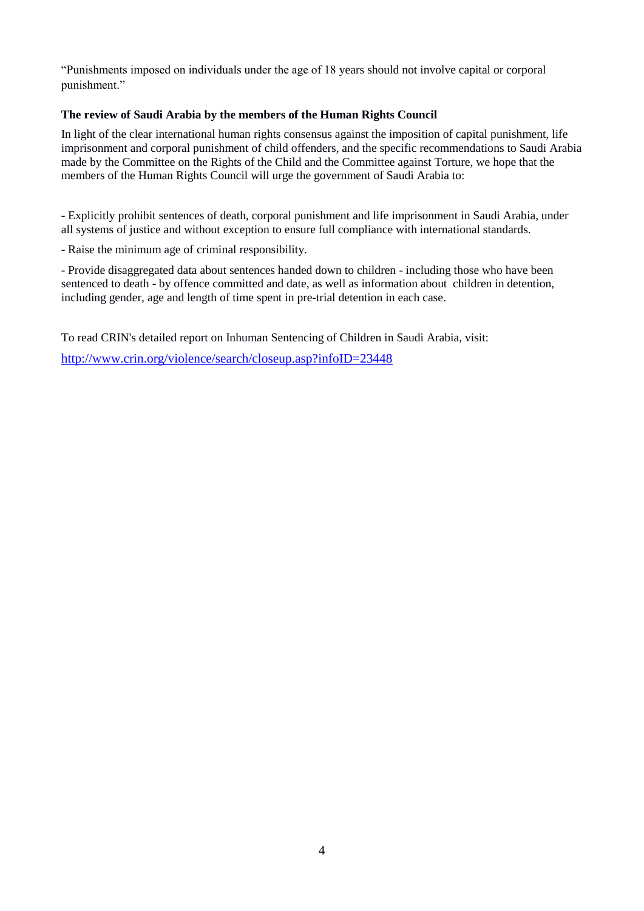"Punishments imposed on individuals under the age of 18 years should not involve capital or corporal punishment."

**The review of Saudi Arabia by the members of the Human Rights Council**

In light of the clear international human rights consensus against the imposition of capital punishment, life imprisonment and corporal punishment of child offenders, and the specific recommendations to Saudi Arabia made by the Committee on the Rights of the Child and the Committee against Torture, we hope that the members of the Human Rights Council will urge the government of Saudi Arabia to:

- Explicitly prohibit sentences of death, corporal punishment and life imprisonment in Saudi Arabia, under all systems of justice and without exception to ensure full compliance with international standards.
- Raise the minimum age of criminal responsibility.
- Provide disaggregated data about sentences handed down to children - including those who have been sentenced to death - by offence committed and date, as well as information about children in detention, including gender, age and length of time spent in pre-trial detention in each case.

To read CRIN's detailed report on Inhuman Sentencing of Children in Saudi Arabia, visit:

http://www.crin.org/violence/search/closeup.asp?infoID=23448